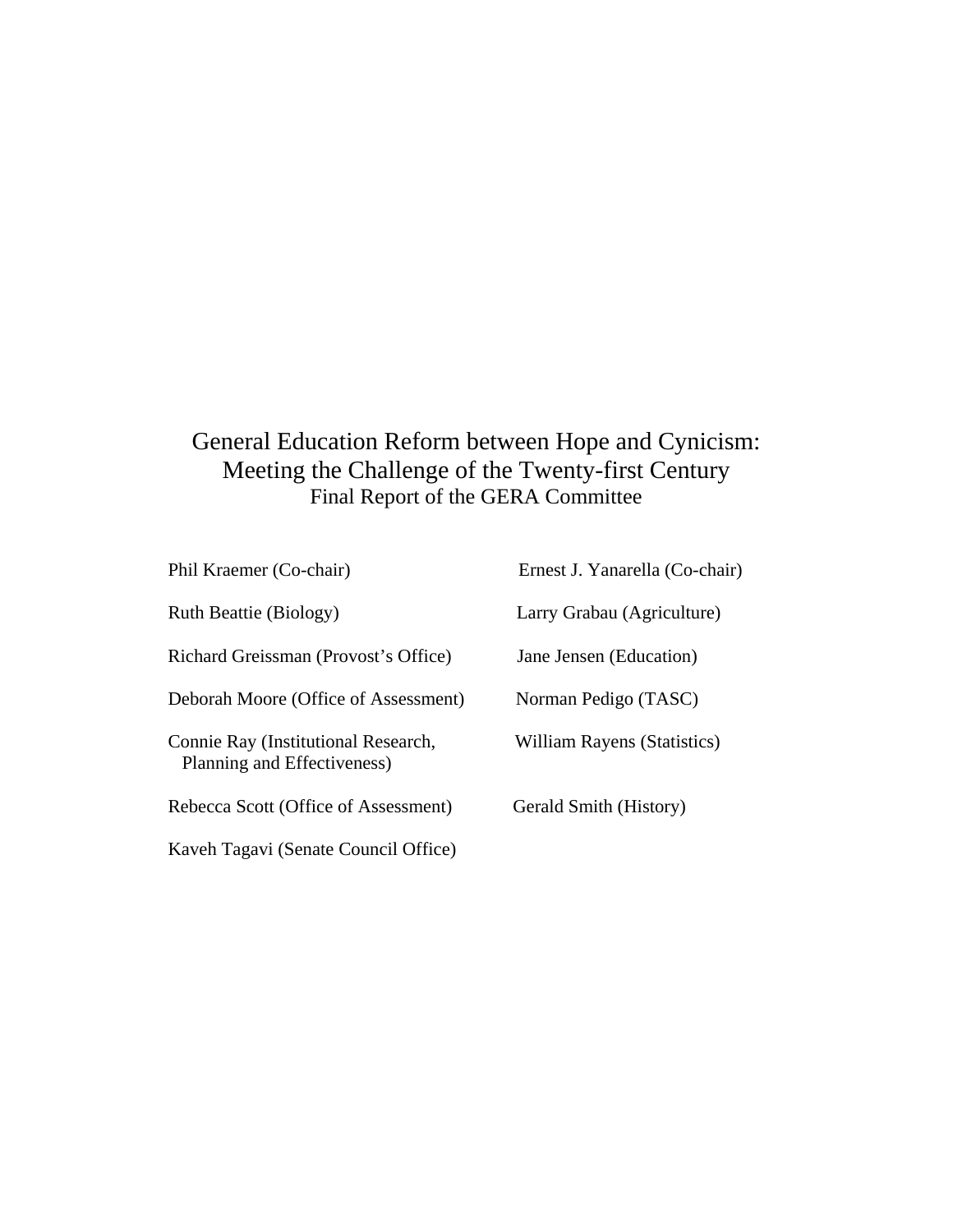# General Education Reform between Hope and Cynicism: Meeting the Challenge of the Twenty-first Century

## Final Report of the GERA Committee

Phil Kraemer (Co-chair)

Ernest J. Yanarella (Co-chair)

Ruth Beattie (Biology)

Larry Grabau (Agriculture)

Richard Greissman (Provost's Office)

Jane Jensen (Education)

Deborah Moore (Office of Assessment)

Norman Pedigo (TASC)

Connie Ray (Institutional Research, Planning and Effectiveness)

William Rayens (Statistics)

Rebecca Scott (Office of Assessment)

Gerald Smith (History)

Kaveh Tagavi (Senate Council Office)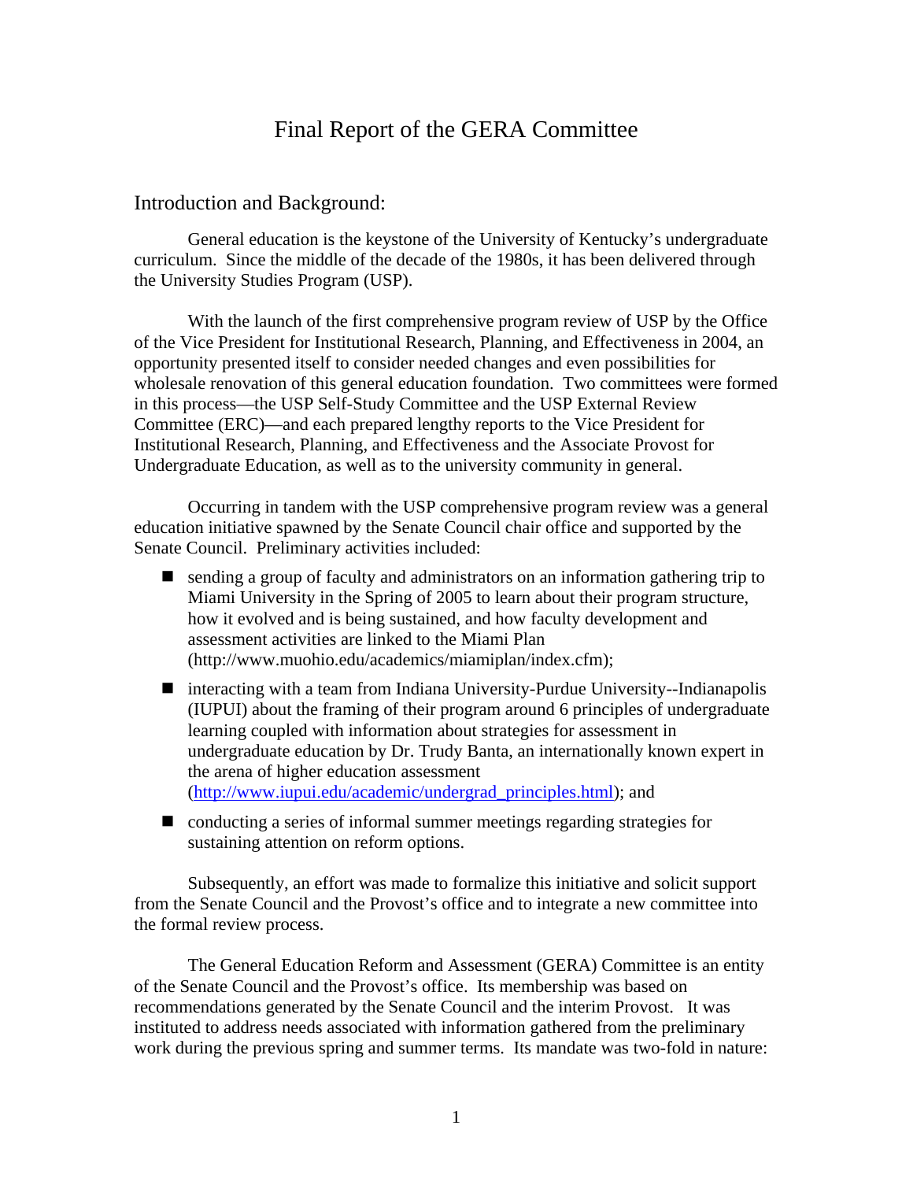# Final Report of the GERA Committee

## Introduction and Background:

General education is the keystone of the University of Kentucky's undergraduate curriculum. Since the middle of the decade of the 1980s, it has been delivered through the University Studies Program (USP).

With the launch of the first comprehensive program review of USP by the Office of the Vice President for Institutional Research, Planning, and Effectiveness in 2004, an opportunity presented itself to consider needed changes and even possibilities for wholesale renovation of this general education foundation. Two committees were formed in this process—the USP Self-Study Committee and the USP External Review Committee (ERC)—and each prepared lengthy reports to the Vice President for Institutional Research, Planning, and Effectiveness and the Associate Provost for Undergraduate Education, as well as to the university community in general.

Occurring in tandem with the USP comprehensive program review was a general education initiative spawned by the Senate Council chair office and supported by the Senate Council. Preliminary activities included:

- sending a group of faculty and administrators on an information gathering trip to Miami University in the Spring of 2005 to learn about their program structure, how it evolved and is being sustained, and how faculty development and assessment activities are linked to the Miami Plan (http://www.muohio.edu/academics/miamiplan/index.cfm);
- interacting with a team from Indiana University-Purdue University--Indianapolis (IUPUI) about the framing of their program around 6 principles of undergraduate learning coupled with information about strategies for assessment in undergraduate education by Dr. Trudy Banta, an internationally known expert in the arena of higher education assessment (http://www.iupui.edu/academic/undergrad_principles.html); and
- conducting a series of informal summer meetings regarding strategies for sustaining attention on reform options.

Subsequently, an effort was made to formalize this initiative and solicit support from the Senate Council and the Provost's office and to integrate a new committee into the formal review process.

The General Education Reform and Assessment (GERA) Committee is an entity of the Senate Council and the Provost's office. Its membership was based on recommendations generated by the Senate Council and the interim Provost. It was instituted to address needs associated with information gathered from the preliminary work during the previous spring and summer terms. Its mandate was two-fold in nature: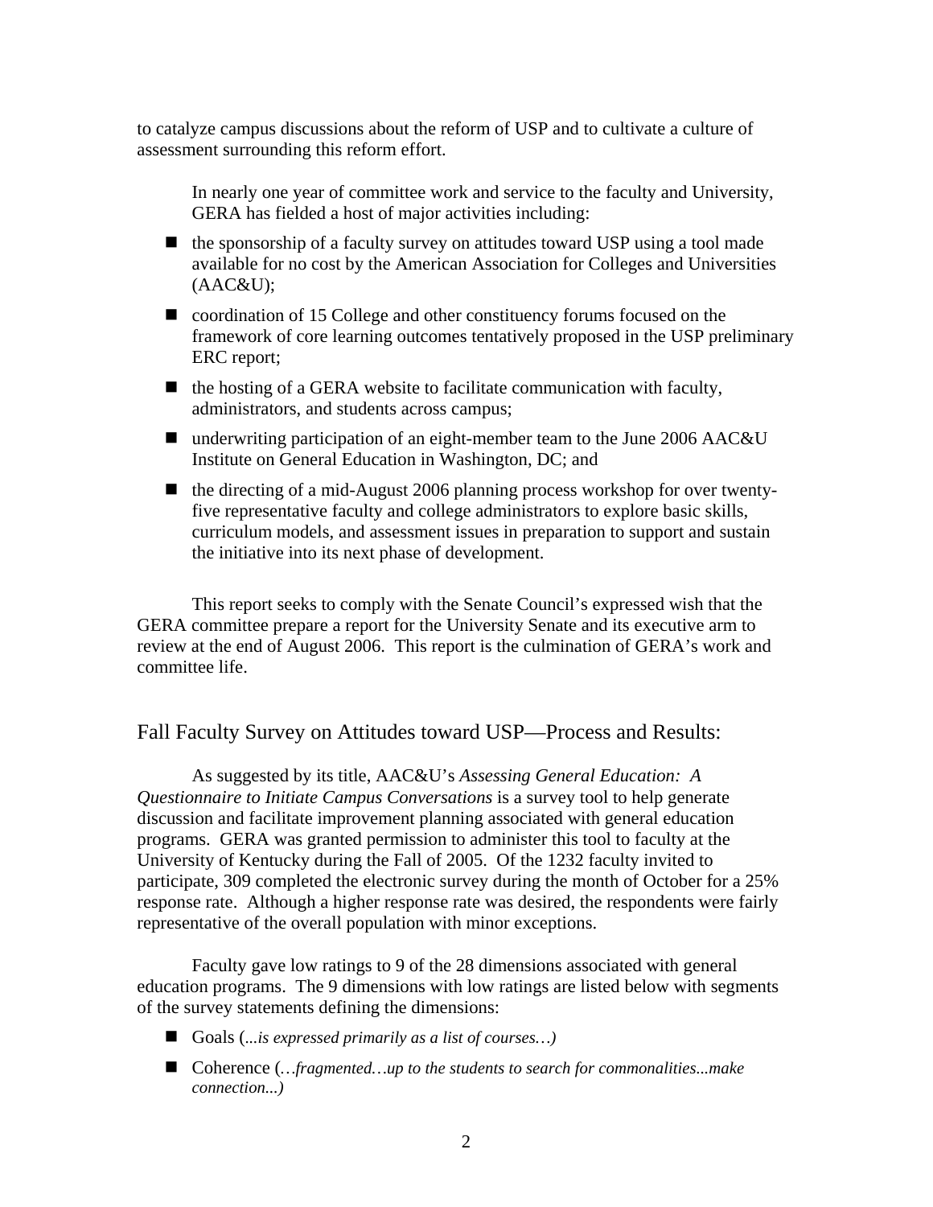to catalyze campus discussions about the reform of USP and to cultivate a culture of assessment surrounding this reform effort.

In nearly one year of committee work and service to the faculty and University, GERA has fielded a host of major activities including:

- the sponsorship of a faculty survey on attitudes toward USP using a tool made available for no cost by the American Association for Colleges and Universities (AAC&U);
- coordination of 15 College and other constituency forums focused on the framework of core learning outcomes tentatively proposed in the USP preliminary ERC report;
- the hosting of a GERA website to facilitate communication with faculty, administrators, and students across campus;
- underwriting participation of an eight-member team to the June 2006 AAC&U Institute on General Education in Washington, DC; and
- the directing of a mid-August 2006 planning process workshop for over twenty-five representative faculty and college administrators to explore basic skills, curriculum models, and assessment issues in preparation to support and sustain the initiative into its next phase of development.

This report seeks to comply with the Senate Council's expressed wish that the GERA committee prepare a report for the University Senate and its executive arm to review at the end of August 2006. This report is the culmination of GERA's work and committee life.

## Fall Faculty Survey on Attitudes toward USP—Process and Results:

As suggested by its title, AAC&U's *Assessing General Education: A Questionnaire to Initiate Campus Conversations* is a survey tool to help generate discussion and facilitate improvement planning associated with general education programs. GERA was granted permission to administer this tool to faculty at the University of Kentucky during the Fall of 2005. Of the 1232 faculty invited to participate, 309 completed the electronic survey during the month of October for a 25% response rate. Although a higher response rate was desired, the respondents were fairly representative of the overall population with minor exceptions.

Faculty gave low ratings to 9 of the 28 dimensions associated with general education programs. The 9 dimensions with low ratings are listed below with segments of the survey statements defining the dimensions:

- Goals (*...is expressed primarily as a list of courses…)*
- Coherence (*…fragmented…up to the students to search for commonalities...make connection...)*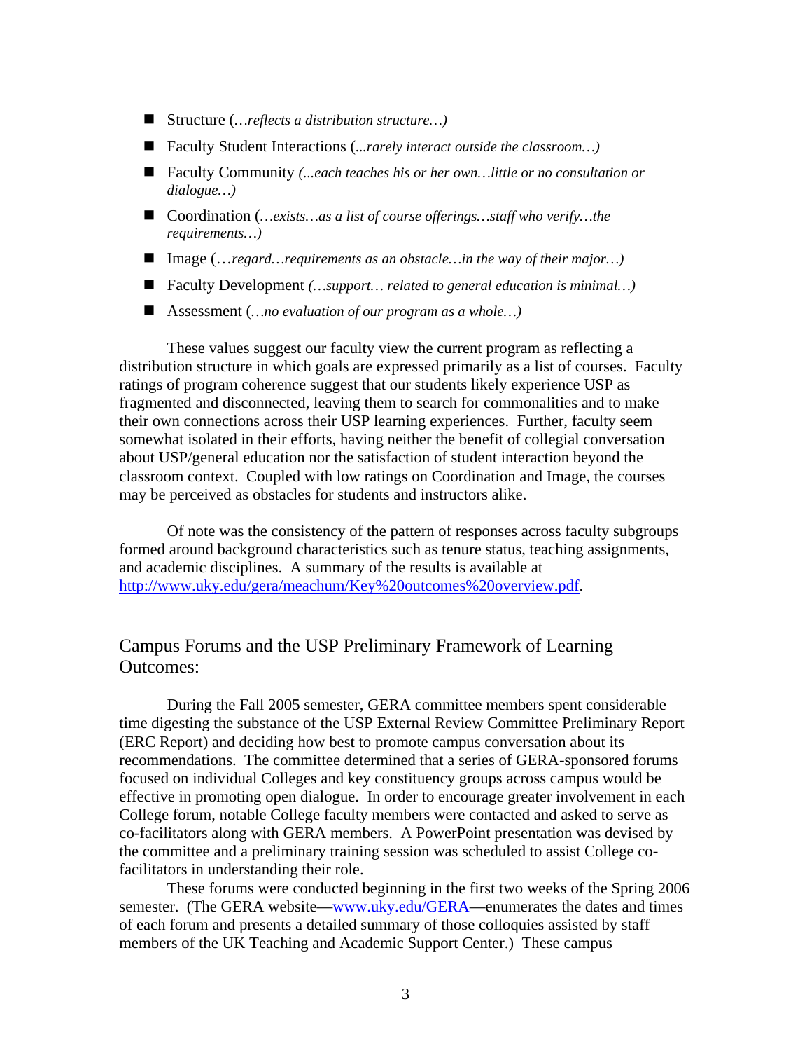- Structure (*…reflects a distribution structure…)*
- Faculty Student Interactions (*...rarely interact outside the classroom…)*
- Faculty Community *(...each teaches his or her own…little or no consultation or dialogue…)*
- Coordination (*…exists…as a list of course offerings…staff who verify…the requirements…)*
- Image (*…regard…requirements as an obstacle…in the way of their major…)*
- Faculty Development *(…support… related to general education is minimal…)*
- Assessment (*…no evaluation of our program as a whole…)*

These values suggest our faculty view the current program as reflecting a distribution structure in which goals are expressed primarily as a list of courses. Faculty ratings of program coherence suggest that our students likely experience USP as fragmented and disconnected, leaving them to search for commonalities and to make their own connections across their USP learning experiences. Further, faculty seem somewhat isolated in their efforts, having neither the benefit of collegial conversation about USP/general education nor the satisfaction of student interaction beyond the classroom context. Coupled with low ratings on Coordination and Image, the courses may be perceived as obstacles for students and instructors alike.

Of note was the consistency of the pattern of responses across faculty subgroups formed around background characteristics such as tenure status, teaching assignments, and academic disciplines. A summary of the results is available at [http://www.uky.edu/gera/meachum/Key%20outcomes%20overview.pdf](http://www.uky.edu/gera/meachum/Key%20outcomes%20overview.pdf).

## Campus Forums and the USP Preliminary Framework of Learning Outcomes:

During the Fall 2005 semester, GERA committee members spent considerable time digesting the substance of the USP External Review Committee Preliminary Report (ERC Report) and deciding how best to promote campus conversation about its recommendations. The committee determined that a series of GERA-sponsored forums focused on individual Colleges and key constituency groups across campus would be effective in promoting open dialogue. In order to encourage greater involvement in each College forum, notable College faculty members were contacted and asked to serve as co-facilitators along with GERA members. A PowerPoint presentation was devised by the committee and a preliminary training session was scheduled to assist College co-facilitators in understanding their role.

These forums were conducted beginning in the first two weeks of the Spring 2006 semester. (The GERA website—[www.uky.edu/GERA](www.uky.edu/GERA)—enumerates the dates and times of each forum and presents a detailed summary of those colloquies assisted by staff members of the UK Teaching and Academic Support Center.) These campus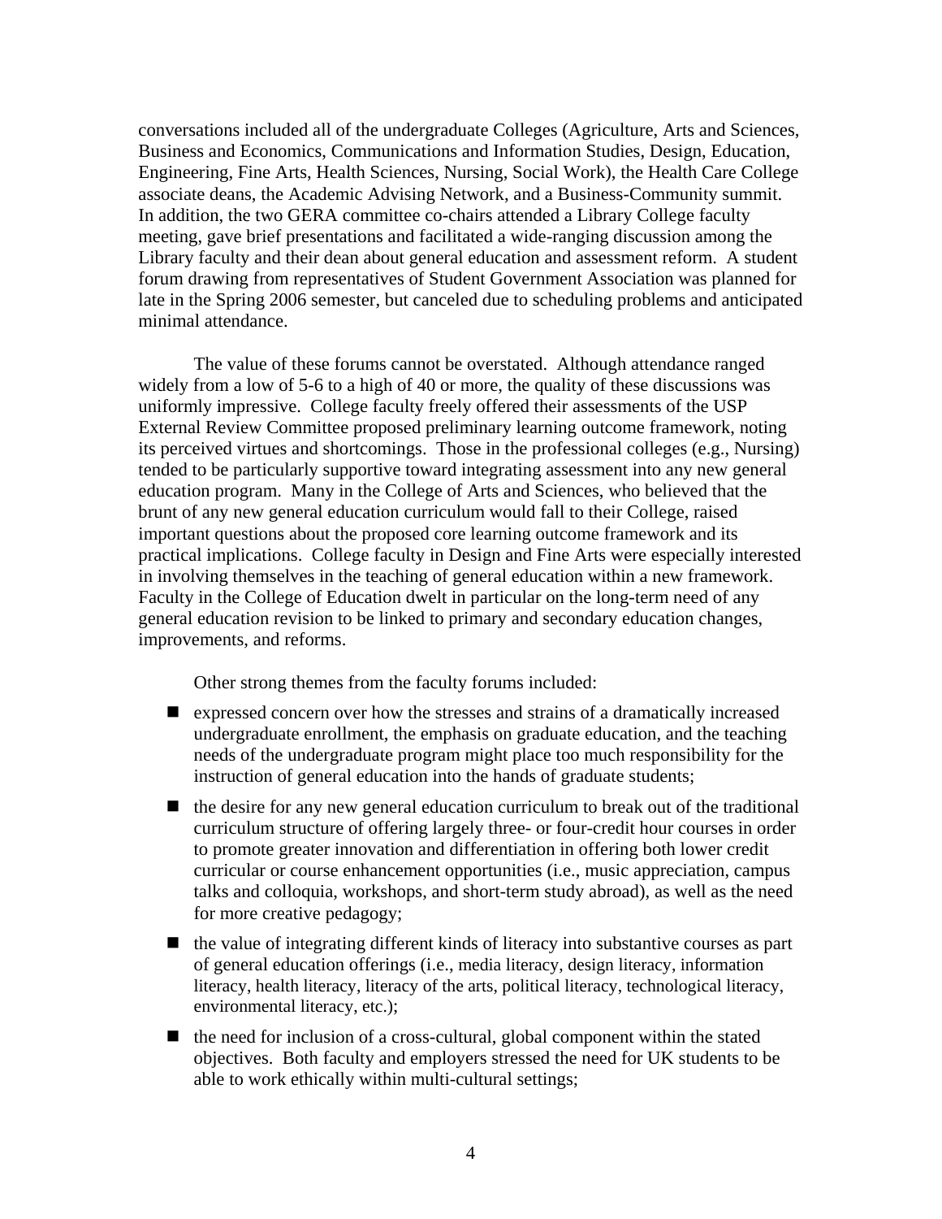conversations included all of the undergraduate Colleges (Agriculture, Arts and Sciences, Business and Economics, Communications and Information Studies, Design, Education, Engineering, Fine Arts, Health Sciences, Nursing, Social Work), the Health Care College associate deans, the Academic Advising Network, and a Business-Community summit. In addition, the two GERA committee co-chairs attended a Library College faculty meeting, gave brief presentations and facilitated a wide-ranging discussion among the Library faculty and their dean about general education and assessment reform. A student forum drawing from representatives of Student Government Association was planned for late in the Spring 2006 semester, but canceled due to scheduling problems and anticipated minimal attendance.

The value of these forums cannot be overstated. Although attendance ranged widely from a low of 5-6 to a high of 40 or more, the quality of these discussions was uniformly impressive. College faculty freely offered their assessments of the USP External Review Committee proposed preliminary learning outcome framework, noting its perceived virtues and shortcomings. Those in the professional colleges (e.g., Nursing) tended to be particularly supportive toward integrating assessment into any new general education program. Many in the College of Arts and Sciences, who believed that the brunt of any new general education curriculum would fall to their College, raised important questions about the proposed core learning outcome framework and its practical implications. College faculty in Design and Fine Arts were especially interested in involving themselves in the teaching of general education within a new framework. Faculty in the College of Education dwelt in particular on the long-term need of any general education revision to be linked to primary and secondary education changes, improvements, and reforms.

Other strong themes from the faculty forums included:

- expressed concern over how the stresses and strains of a dramatically increased undergraduate enrollment, the emphasis on graduate education, and the teaching needs of the undergraduate program might place too much responsibility for the instruction of general education into the hands of graduate students;
- the desire for any new general education curriculum to break out of the traditional curriculum structure of offering largely three- or four-credit hour courses in order to promote greater innovation and differentiation in offering both lower credit curricular or course enhancement opportunities (i.e., music appreciation, campus talks and colloquia, workshops, and short-term study abroad), as well as the need for more creative pedagogy;
- the value of integrating different kinds of literacy into substantive courses as part of general education offerings (i.e., media literacy, design literacy, information literacy, health literacy, literacy of the arts, political literacy, technological literacy, environmental literacy, etc.);
- the need for inclusion of a cross-cultural, global component within the stated objectives. Both faculty and employers stressed the need for UK students to be able to work ethically within multi-cultural settings;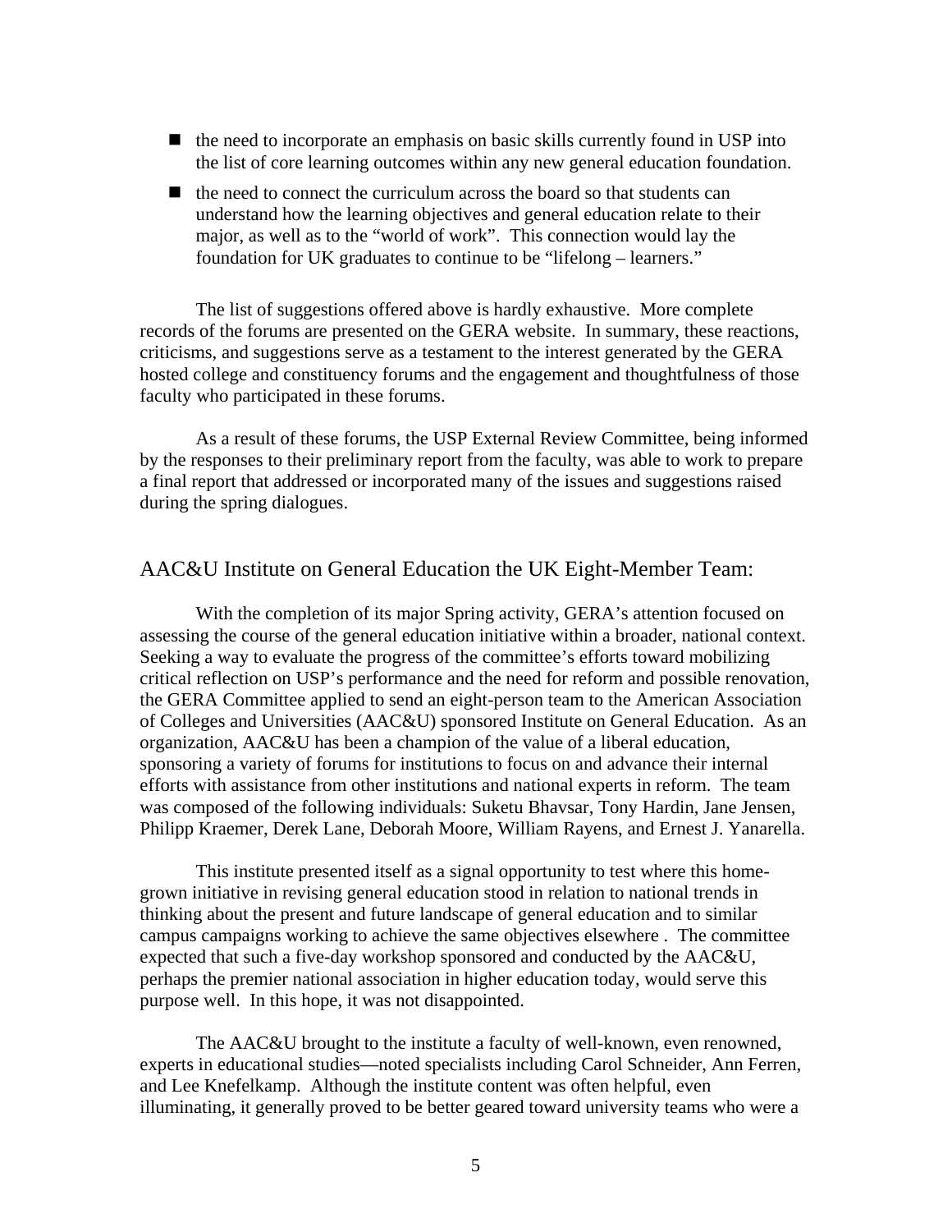- the need to incorporate an emphasis on basic skills currently found in USP into the list of core learning outcomes within any new general education foundation.
- the need to connect the curriculum across the board so that students can understand how the learning objectives and general education relate to their major, as well as to the "world of work". This connection would lay the foundation for UK graduates to continue to be "lifelong – learners."

The list of suggestions offered above is hardly exhaustive. More complete records of the forums are presented on the GERA website. In summary, these reactions, criticisms, and suggestions serve as a testament to the interest generated by the GERA hosted college and constituency forums and the engagement and thoughtfulness of those faculty who participated in these forums.

As a result of these forums, the USP External Review Committee, being informed by the responses to their preliminary report from the faculty, was able to work to prepare a final report that addressed or incorporated many of the issues and suggestions raised during the spring dialogues.

## AAC&U Institute on General Education the UK Eight-Member Team:

With the completion of its major Spring activity, GERA's attention focused on assessing the course of the general education initiative within a broader, national context. Seeking a way to evaluate the progress of the committee's efforts toward mobilizing critical reflection on USP's performance and the need for reform and possible renovation, the GERA Committee applied to send an eight-person team to the American Association of Colleges and Universities (AAC&U) sponsored Institute on General Education. As an organization, AAC&U has been a champion of the value of a liberal education, sponsoring a variety of forums for institutions to focus on and advance their internal efforts with assistance from other institutions and national experts in reform. The team was composed of the following individuals: Suketu Bhavsar, Tony Hardin, Jane Jensen, Philipp Kraemer, Derek Lane, Deborah Moore, William Rayens, and Ernest J. Yanarella.

This institute presented itself as a signal opportunity to test where this home-grown initiative in revising general education stood in relation to national trends in thinking about the present and future landscape of general education and to similar campus campaigns working to achieve the same objectives elsewhere . The committee expected that such a five-day workshop sponsored and conducted by the AAC&U, perhaps the premier national association in higher education today, would serve this purpose well. In this hope, it was not disappointed.

The AAC&U brought to the institute a faculty of well-known, even renowned, experts in educational studies—noted specialists including Carol Schneider, Ann Ferren, and Lee Knefelkamp. Although the institute content was often helpful, even illuminating, it generally proved to be better geared toward university teams who were a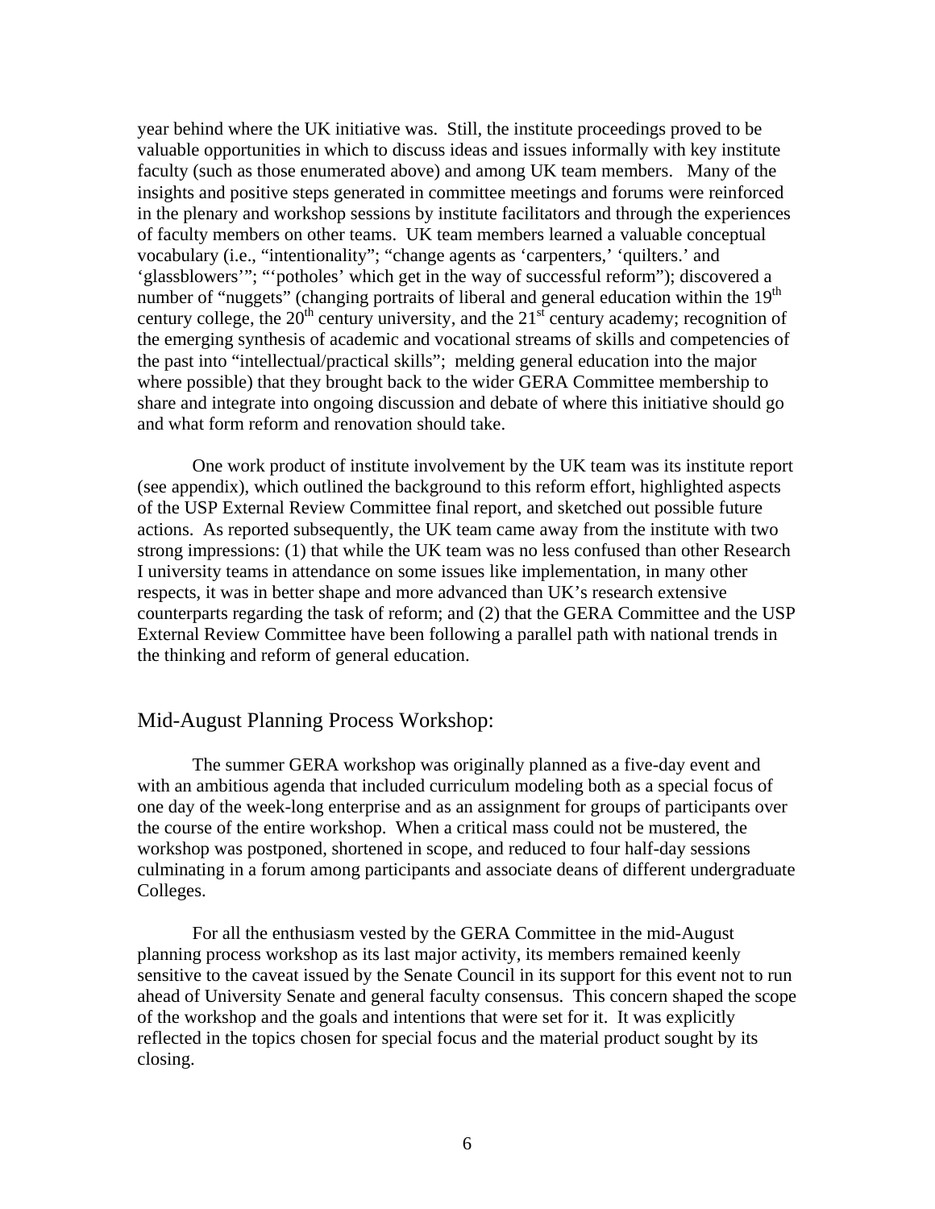year behind where the UK initiative was. Still, the institute proceedings proved to be valuable opportunities in which to discuss ideas and issues informally with key institute faculty (such as those enumerated above) and among UK team members. Many of the insights and positive steps generated in committee meetings and forums were reinforced in the plenary and workshop sessions by institute facilitators and through the experiences of faculty members on other teams. UK team members learned a valuable conceptual vocabulary (i.e., "intentionality"; "change agents as 'carpenters,' 'quilters.' and 'glassblowers'"; "'potholes' which get in the way of successful reform"); discovered a number of "nuggets" (changing portraits of liberal and general education within the 19th century college, the 20th century university, and the 21st century academy; recognition of the emerging synthesis of academic and vocational streams of skills and competencies of the past into "intellectual/practical skills"; melding general education into the major where possible) that they brought back to the wider GERA Committee membership to share and integrate into ongoing discussion and debate of where this initiative should go and what form reform and renovation should take.

One work product of institute involvement by the UK team was its institute report (see appendix), which outlined the background to this reform effort, highlighted aspects of the USP External Review Committee final report, and sketched out possible future actions. As reported subsequently, the UK team came away from the institute with two strong impressions: (1) that while the UK team was no less confused than other Research I university teams in attendance on some issues like implementation, in many other respects, it was in better shape and more advanced than UK's research extensive counterparts regarding the task of reform; and (2) that the GERA Committee and the USP External Review Committee have been following a parallel path with national trends in the thinking and reform of general education.

## Mid-August Planning Process Workshop:

The summer GERA workshop was originally planned as a five-day event and with an ambitious agenda that included curriculum modeling both as a special focus of one day of the week-long enterprise and as an assignment for groups of participants over the course of the entire workshop. When a critical mass could not be mustered, the workshop was postponed, shortened in scope, and reduced to four half-day sessions culminating in a forum among participants and associate deans of different undergraduate Colleges.

For all the enthusiasm vested by the GERA Committee in the mid-August planning process workshop as its last major activity, its members remained keenly sensitive to the caveat issued by the Senate Council in its support for this event not to run ahead of University Senate and general faculty consensus. This concern shaped the scope of the workshop and the goals and intentions that were set for it. It was explicitly reflected in the topics chosen for special focus and the material product sought by its closing.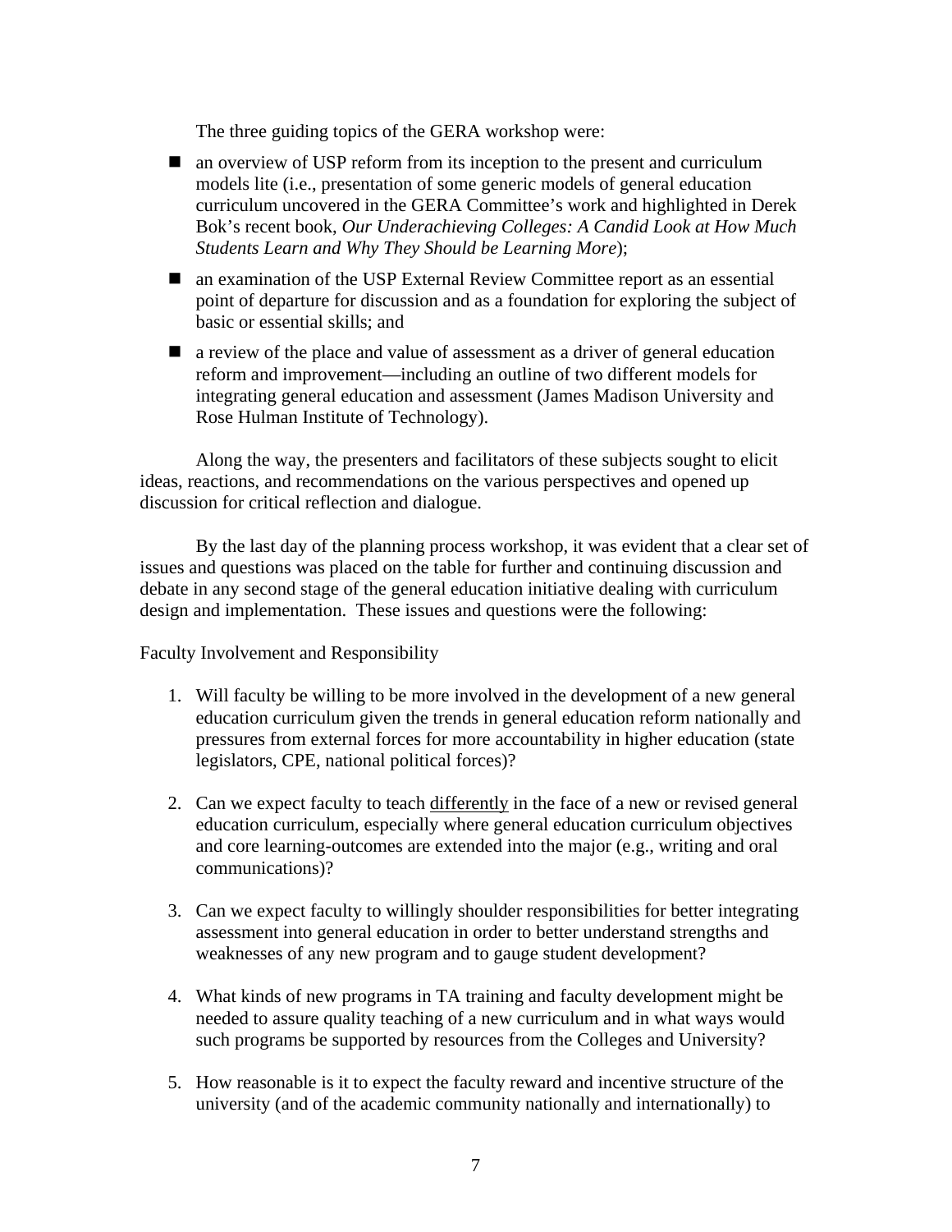The three guiding topics of the GERA workshop were:

- an overview of USP reform from its inception to the present and curriculum models lite (i.e., presentation of some generic models of general education curriculum uncovered in the GERA Committee's work and highlighted in Derek Bok's recent book, *Our Underachieving Colleges: A Candid Look at How Much Students Learn and Why They Should be Learning More*);
- an examination of the USP External Review Committee report as an essential point of departure for discussion and as a foundation for exploring the subject of basic or essential skills; and
- a review of the place and value of assessment as a driver of general education reform and improvement—including an outline of two different models for integrating general education and assessment (James Madison University and Rose Hulman Institute of Technology).

Along the way, the presenters and facilitators of these subjects sought to elicit ideas, reactions, and recommendations on the various perspectives and opened up discussion for critical reflection and dialogue.

By the last day of the planning process workshop, it was evident that a clear set of issues and questions was placed on the table for further and continuing discussion and debate in any second stage of the general education initiative dealing with curriculum design and implementation. These issues and questions were the following:

Faculty Involvement and Responsibility

1. Will faculty be willing to be more involved in the development of a new general education curriculum given the trends in general education reform nationally and pressures from external forces for more accountability in higher education (state legislators, CPE, national political forces)?

2. Can we expect faculty to teach <u>differently</u> in the face of a new or revised general education curriculum, especially where general education curriculum objectives and core learning-outcomes are extended into the major (e.g., writing and oral communications)?

3. Can we expect faculty to willingly shoulder responsibilities for better integrating assessment into general education in order to better understand strengths and weaknesses of any new program and to gauge student development?

4. What kinds of new programs in TA training and faculty development might be needed to assure quality teaching of a new curriculum and in what ways would such programs be supported by resources from the Colleges and University?

5. How reasonable is it to expect the faculty reward and incentive structure of the university (and of the academic community nationally and internationally) to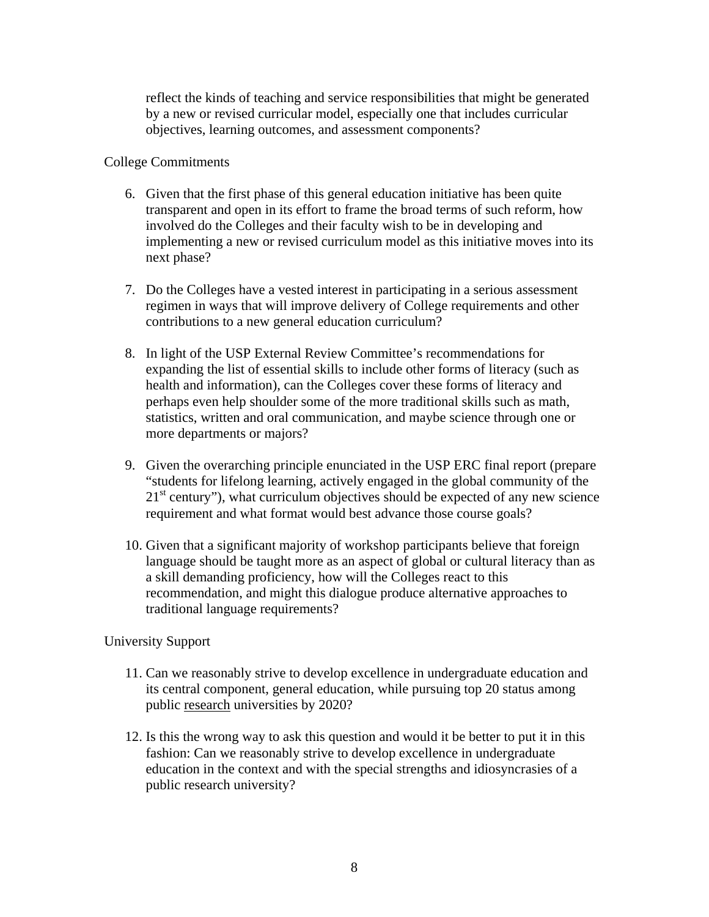reflect the kinds of teaching and service responsibilities that might be generated by a new or revised curricular model, especially one that includes curricular objectives, learning outcomes, and assessment components?

College Commitments

6. Given that the first phase of this general education initiative has been quite transparent and open in its effort to frame the broad terms of such reform, how involved do the Colleges and their faculty wish to be in developing and implementing a new or revised curriculum model as this initiative moves into its next phase?

7. Do the Colleges have a vested interest in participating in a serious assessment regimen in ways that will improve delivery of College requirements and other contributions to a new general education curriculum?

8. In light of the USP External Review Committee's recommendations for expanding the list of essential skills to include other forms of literacy (such as health and information), can the Colleges cover these forms of literacy and perhaps even help shoulder some of the more traditional skills such as math, statistics, written and oral communication, and maybe science through one or more departments or majors?

9. Given the overarching principle enunciated in the USP ERC final report (prepare "students for lifelong learning, actively engaged in the global community of the 21st century"), what curriculum objectives should be expected of any new science requirement and what format would best advance those course goals?

10. Given that a significant majority of workshop participants believe that foreign language should be taught more as an aspect of global or cultural literacy than as a skill demanding proficiency, how will the Colleges react to this recommendation, and might this dialogue produce alternative approaches to traditional language requirements?

University Support

11. Can we reasonably strive to develop excellence in undergraduate education and its central component, general education, while pursuing top 20 status among public <u>research</u> universities by 2020?

12. Is this the wrong way to ask this question and would it be better to put it in this fashion: Can we reasonably strive to develop excellence in undergraduate education in the context and with the special strengths and idiosyncrasies of a public research university?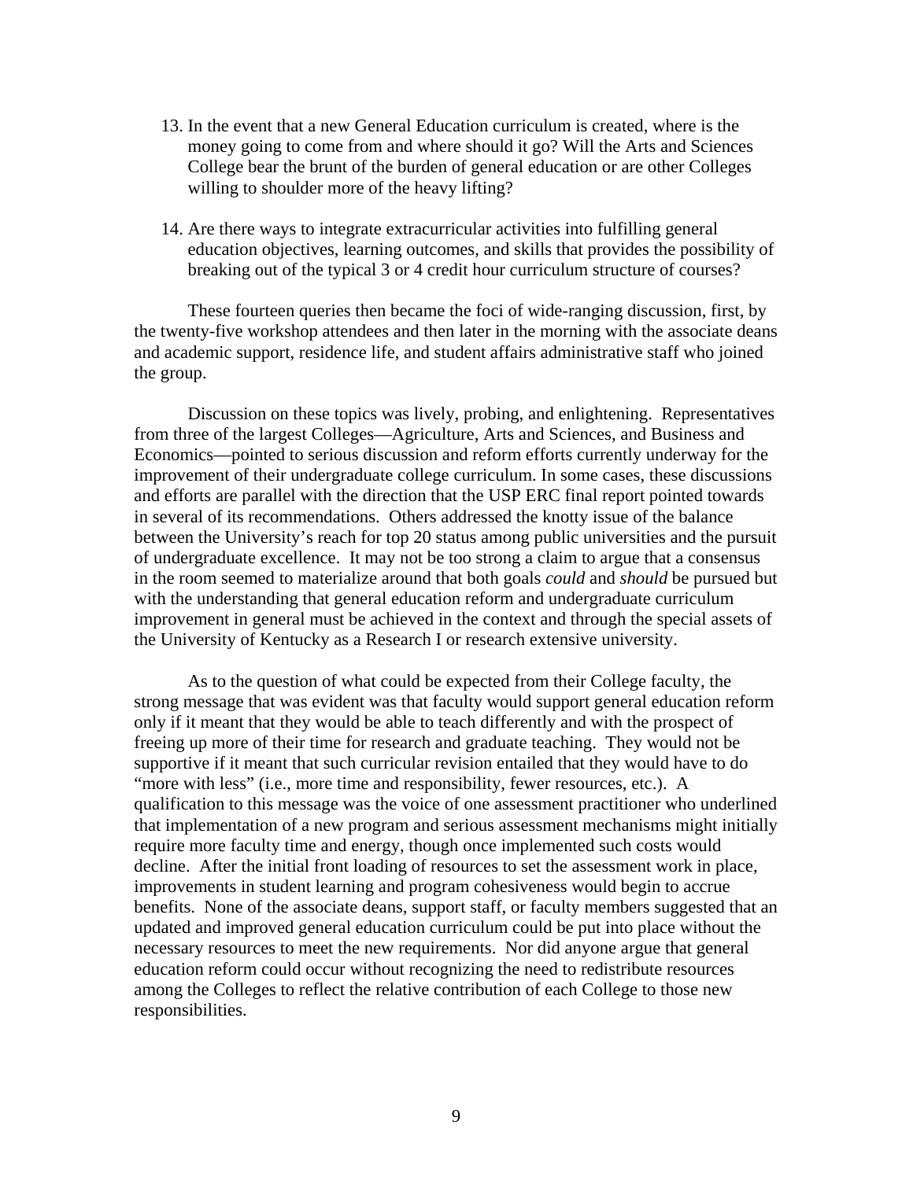13. In the event that a new General Education curriculum is created, where is the money going to come from and where should it go? Will the Arts and Sciences College bear the brunt of the burden of general education or are other Colleges willing to shoulder more of the heavy lifting?

14. Are there ways to integrate extracurricular activities into fulfilling general education objectives, learning outcomes, and skills that provides the possibility of breaking out of the typical 3 or 4 credit hour curriculum structure of courses?

These fourteen queries then became the foci of wide-ranging discussion, first, by the twenty-five workshop attendees and then later in the morning with the associate deans and academic support, residence life, and student affairs administrative staff who joined the group.

Discussion on these topics was lively, probing, and enlightening. Representatives from three of the largest Colleges—Agriculture, Arts and Sciences, and Business and Economics—pointed to serious discussion and reform efforts currently underway for the improvement of their undergraduate college curriculum. In some cases, these discussions and efforts are parallel with the direction that the USP ERC final report pointed towards in several of its recommendations. Others addressed the knotty issue of the balance between the University's reach for top 20 status among public universities and the pursuit of undergraduate excellence. It may not be too strong a claim to argue that a consensus in the room seemed to materialize around that both goals *could* and *should* be pursued but with the understanding that general education reform and undergraduate curriculum improvement in general must be achieved in the context and through the special assets of the University of Kentucky as a Research I or research extensive university.

As to the question of what could be expected from their College faculty, the strong message that was evident was that faculty would support general education reform only if it meant that they would be able to teach differently and with the prospect of freeing up more of their time for research and graduate teaching. They would not be supportive if it meant that such curricular revision entailed that they would have to do "more with less" (i.e., more time and responsibility, fewer resources, etc.). A qualification to this message was the voice of one assessment practitioner who underlined that implementation of a new program and serious assessment mechanisms might initially require more faculty time and energy, though once implemented such costs would decline. After the initial front loading of resources to set the assessment work in place, improvements in student learning and program cohesiveness would begin to accrue benefits. None of the associate deans, support staff, or faculty members suggested that an updated and improved general education curriculum could be put into place without the necessary resources to meet the new requirements. Nor did anyone argue that general education reform could occur without recognizing the need to redistribute resources among the Colleges to reflect the relative contribution of each College to those new responsibilities.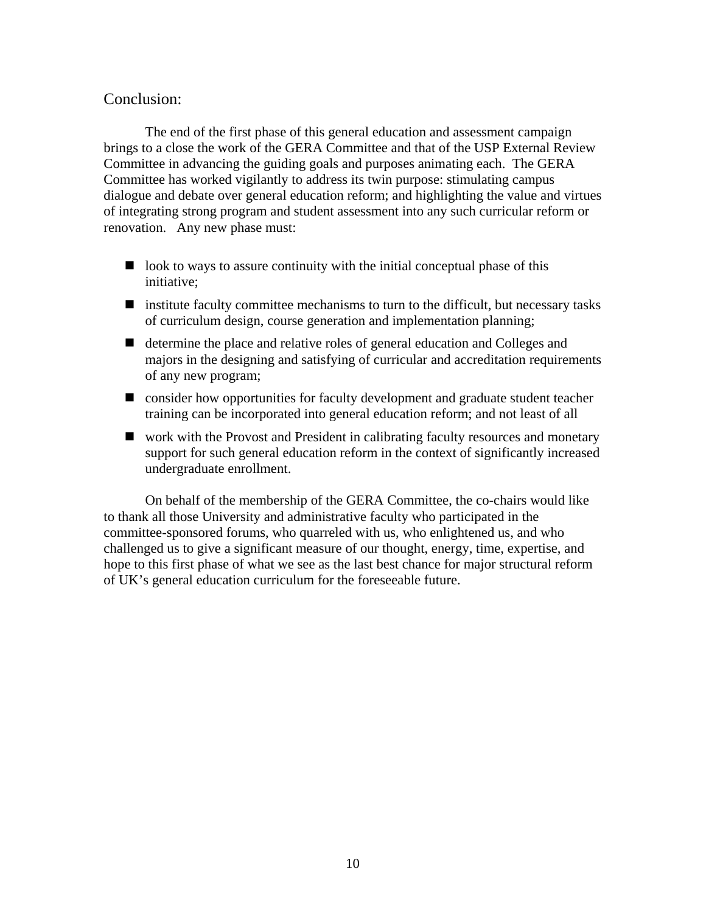## Conclusion:

The end of the first phase of this general education and assessment campaign brings to a close the work of the GERA Committee and that of the USP External Review Committee in advancing the guiding goals and purposes animating each. The GERA Committee has worked vigilantly to address its twin purpose: stimulating campus dialogue and debate over general education reform; and highlighting the value and virtues of integrating strong program and student assessment into any such curricular reform or renovation. Any new phase must:

- look to ways to assure continuity with the initial conceptual phase of this initiative;
- institute faculty committee mechanisms to turn to the difficult, but necessary tasks of curriculum design, course generation and implementation planning;
- determine the place and relative roles of general education and Colleges and majors in the designing and satisfying of curricular and accreditation requirements of any new program;
- consider how opportunities for faculty development and graduate student teacher training can be incorporated into general education reform; and not least of all
- work with the Provost and President in calibrating faculty resources and monetary support for such general education reform in the context of significantly increased undergraduate enrollment.

On behalf of the membership of the GERA Committee, the co-chairs would like to thank all those University and administrative faculty who participated in the committee-sponsored forums, who quarreled with us, who enlightened us, and who challenged us to give a significant measure of our thought, energy, time, expertise, and hope to this first phase of what we see as the last best chance for major structural reform of UK's general education curriculum for the foreseeable future.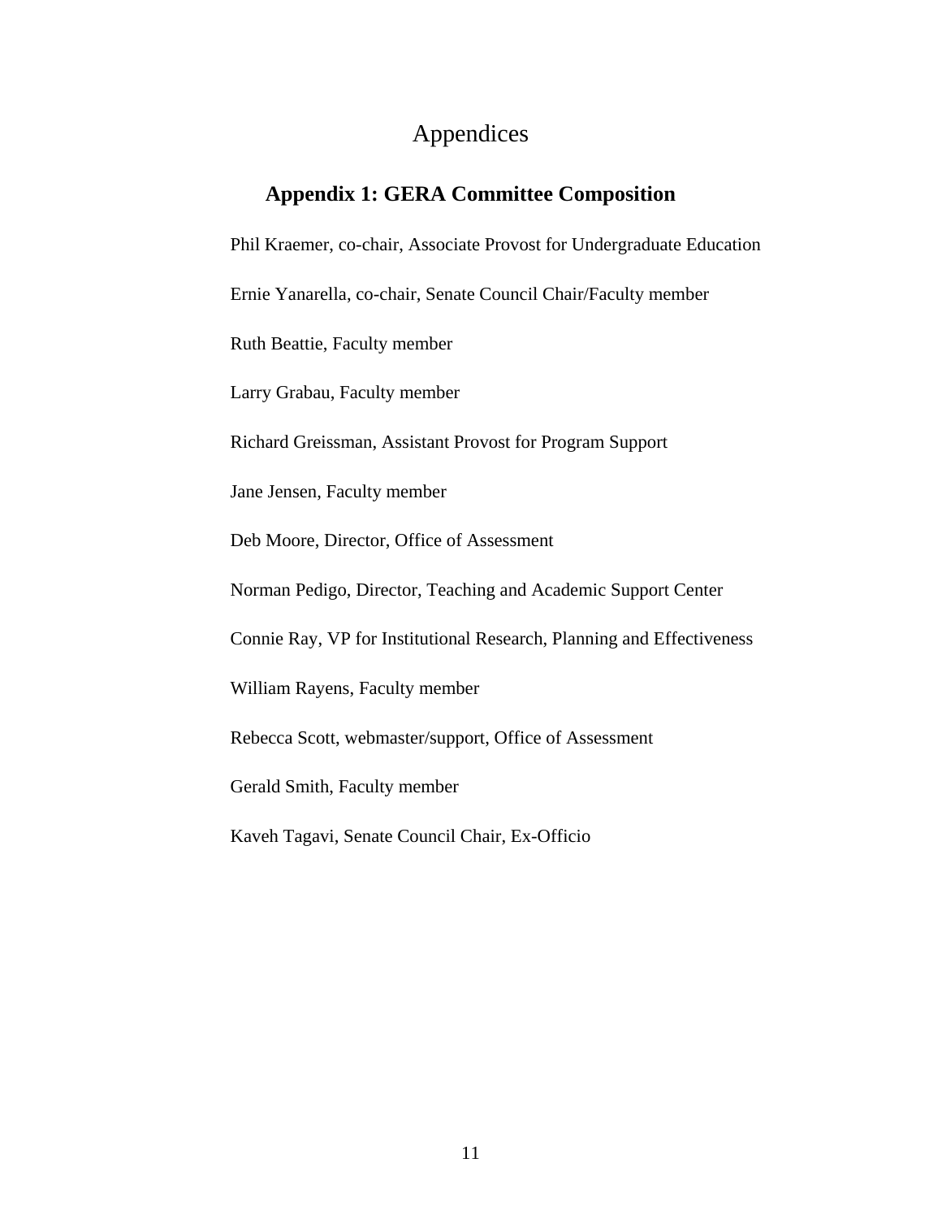# Appendices

## Appendix 1: GERA Committee Composition

Phil Kraemer, co-chair, Associate Provost for Undergraduate Education

Ernie Yanarella, co-chair, Senate Council Chair/Faculty member

Ruth Beattie, Faculty member

Larry Grabau, Faculty member

Richard Greissman, Assistant Provost for Program Support

Jane Jensen, Faculty member

Deb Moore, Director, Office of Assessment

Norman Pedigo, Director, Teaching and Academic Support Center

Connie Ray, VP for Institutional Research, Planning and Effectiveness

William Rayens, Faculty member

Rebecca Scott, webmaster/support, Office of Assessment

Gerald Smith, Faculty member

Kaveh Tagavi, Senate Council Chair, Ex-Officio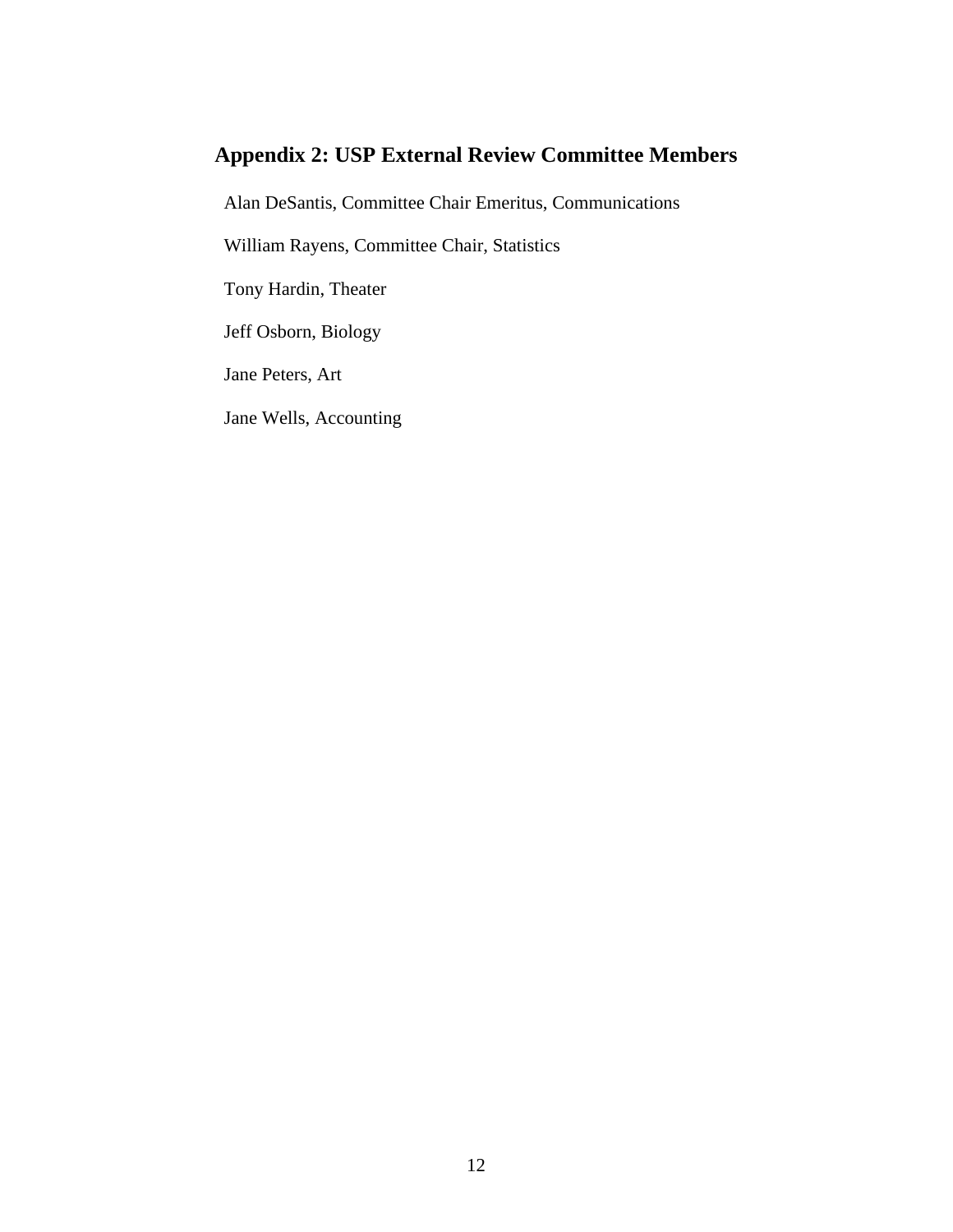## Appendix 2: USP External Review Committee Members

Alan DeSantis, Committee Chair Emeritus, Communications

William Rayens, Committee Chair, Statistics

Tony Hardin, Theater

Jeff Osborn, Biology

Jane Peters, Art

Jane Wells, Accounting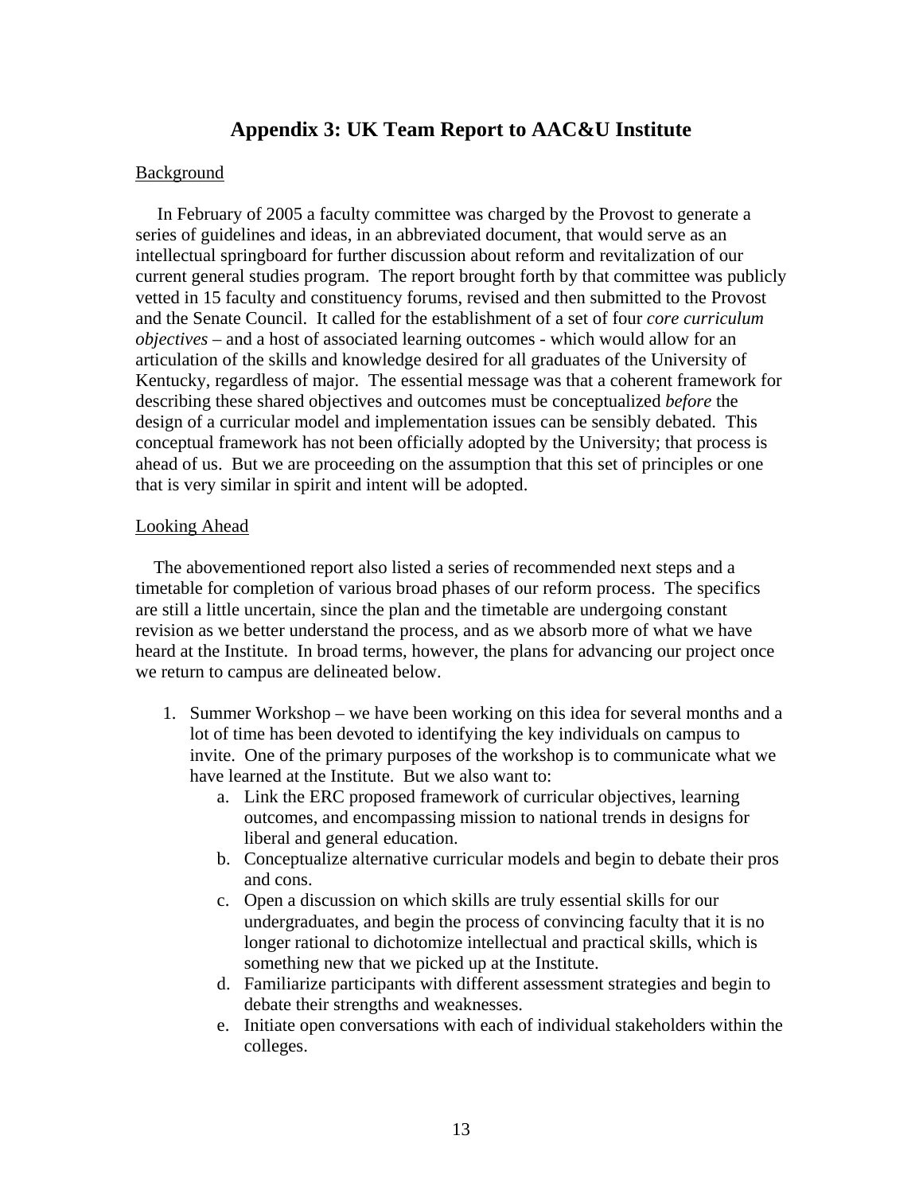# Appendix 3: UK Team Report to AAC&U Institute

<u>Background</u>

In February of 2005 a faculty committee was charged by the Provost to generate a series of guidelines and ideas, in an abbreviated document, that would serve as an intellectual springboard for further discussion about reform and revitalization of our current general studies program. The report brought forth by that committee was publicly vetted in 15 faculty and constituency forums, revised and then submitted to the Provost and the Senate Council. It called for the establishment of a set of four *core curriculum objectives* – and a host of associated learning outcomes - which would allow for an articulation of the skills and knowledge desired for all graduates of the University of Kentucky, regardless of major. The essential message was that a coherent framework for describing these shared objectives and outcomes must be conceptualized *before* the design of a curricular model and implementation issues can be sensibly debated. This conceptual framework has not been officially adopted by the University; that process is ahead of us. But we are proceeding on the assumption that this set of principles or one that is very similar in spirit and intent will be adopted.

<u>Looking Ahead</u>

The abovementioned report also listed a series of recommended next steps and a timetable for completion of various broad phases of our reform process. The specifics are still a little uncertain, since the plan and the timetable are undergoing constant revision as we better understand the process, and as we absorb more of what we have heard at the Institute. In broad terms, however, the plans for advancing our project once we return to campus are delineated below.

1. Summer Workshop – we have been working on this idea for several months and a lot of time has been devoted to identifying the key individuals on campus to invite. One of the primary purposes of the workshop is to communicate what we have learned at the Institute. But we also want to:
    a. Link the ERC proposed framework of curricular objectives, learning outcomes, and encompassing mission to national trends in designs for liberal and general education.
    b. Conceptualize alternative curricular models and begin to debate their pros and cons.
    c. Open a discussion on which skills are truly essential skills for our undergraduates, and begin the process of convincing faculty that it is no longer rational to dichotomize intellectual and practical skills, which is something new that we picked up at the Institute.
    d. Familiarize participants with different assessment strategies and begin to debate their strengths and weaknesses.
    e. Initiate open conversations with each of individual stakeholders within the colleges.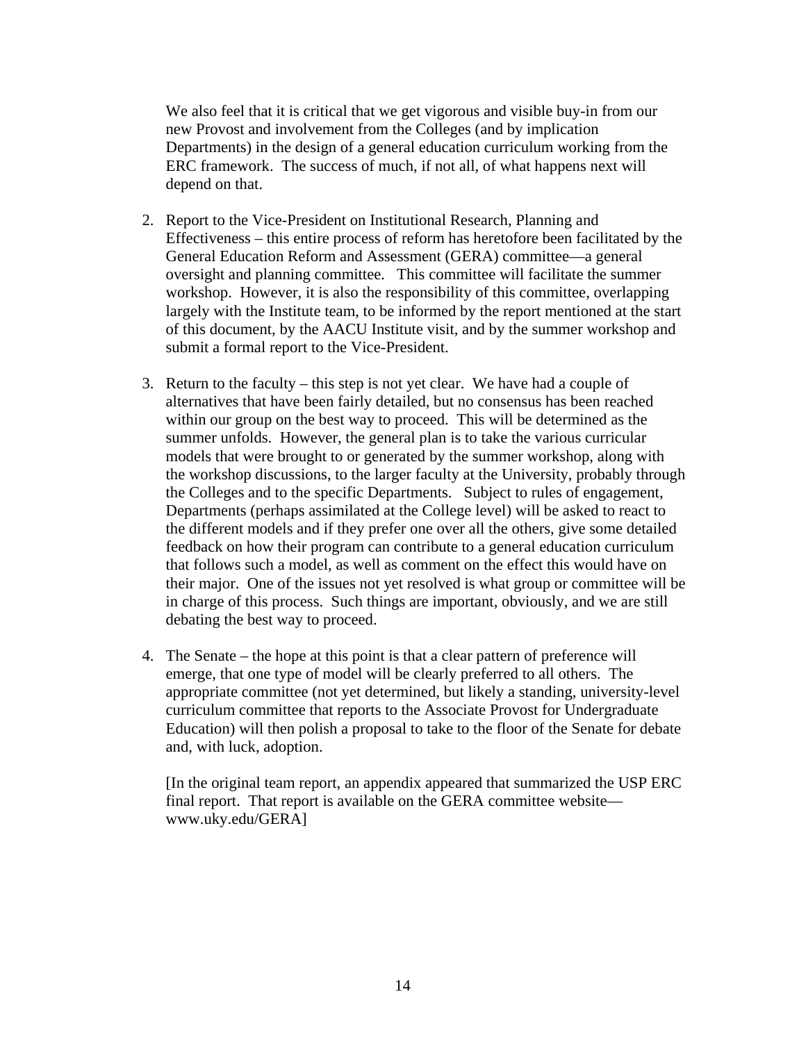We also feel that it is critical that we get vigorous and visible buy-in from our new Provost and involvement from the Colleges (and by implication Departments) in the design of a general education curriculum working from the ERC framework. The success of much, if not all, of what happens next will depend on that.

2. Report to the Vice-President on Institutional Research, Planning and Effectiveness – this entire process of reform has heretofore been facilitated by the General Education Reform and Assessment (GERA) committee—a general oversight and planning committee. This committee will facilitate the summer workshop. However, it is also the responsibility of this committee, overlapping largely with the Institute team, to be informed by the report mentioned at the start of this document, by the AACU Institute visit, and by the summer workshop and submit a formal report to the Vice-President.

3. Return to the faculty – this step is not yet clear. We have had a couple of alternatives that have been fairly detailed, but no consensus has been reached within our group on the best way to proceed. This will be determined as the summer unfolds. However, the general plan is to take the various curricular models that were brought to or generated by the summer workshop, along with the workshop discussions, to the larger faculty at the University, probably through the Colleges and to the specific Departments. Subject to rules of engagement, Departments (perhaps assimilated at the College level) will be asked to react to the different models and if they prefer one over all the others, give some detailed feedback on how their program can contribute to a general education curriculum that follows such a model, as well as comment on the effect this would have on their major. One of the issues not yet resolved is what group or committee will be in charge of this process. Such things are important, obviously, and we are still debating the best way to proceed.

4. The Senate – the hope at this point is that a clear pattern of preference will emerge, that one type of model will be clearly preferred to all others. The appropriate committee (not yet determined, but likely a standing, university-level curriculum committee that reports to the Associate Provost for Undergraduate Education) will then polish a proposal to take to the floor of the Senate for debate and, with luck, adoption.

   [In the original team report, an appendix appeared that summarized the USP ERC final report. That report is available on the GERA committee website—www.uky.edu/GERA]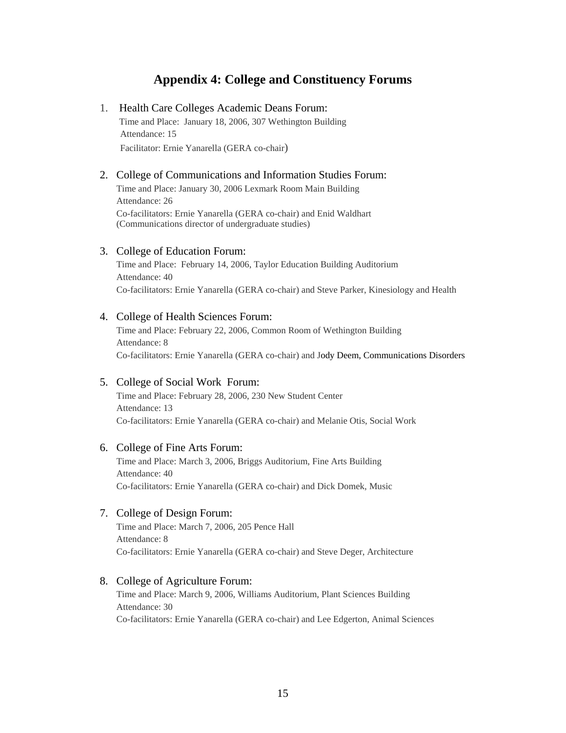## Appendix 4: College and Constituency Forums

1. Health Care Colleges Academic Deans Forum:
   Time and Place: January 18, 2006, 307 Wethington Building
   Attendance: 15
   Facilitator: Ernie Yanarella (GERA co-chair)

2. College of Communications and Information Studies Forum:
   Time and Place: January 30, 2006 Lexmark Room Main Building
   Attendance: 26
   Co-facilitators: Ernie Yanarella (GERA co-chair) and Enid Waldhart (Communications director of undergraduate studies)

3. College of Education Forum:
   Time and Place: February 14, 2006, Taylor Education Building Auditorium
   Attendance: 40
   Co-facilitators: Ernie Yanarella (GERA co-chair) and Steve Parker, Kinesiology and Health

4. College of Health Sciences Forum:
   Time and Place: February 22, 2006, Common Room of Wethington Building
   Attendance: 8
   Co-facilitators: Ernie Yanarella (GERA co-chair) and Jody Deem, Communications Disorders

5. College of Social Work Forum:
   Time and Place: February 28, 2006, 230 New Student Center
   Attendance: 13
   Co-facilitators: Ernie Yanarella (GERA co-chair) and Melanie Otis, Social Work

6. College of Fine Arts Forum:
   Time and Place: March 3, 2006, Briggs Auditorium, Fine Arts Building
   Attendance: 40
   Co-facilitators: Ernie Yanarella (GERA co-chair) and Dick Domek, Music

7. College of Design Forum:
   Time and Place: March 7, 2006, 205 Pence Hall
   Attendance: 8
   Co-facilitators: Ernie Yanarella (GERA co-chair) and Steve Deger, Architecture

8. College of Agriculture Forum:
   Time and Place: March 9, 2006, Williams Auditorium, Plant Sciences Building
   Attendance: 30
   Co-facilitators: Ernie Yanarella (GERA co-chair) and Lee Edgerton, Animal Sciences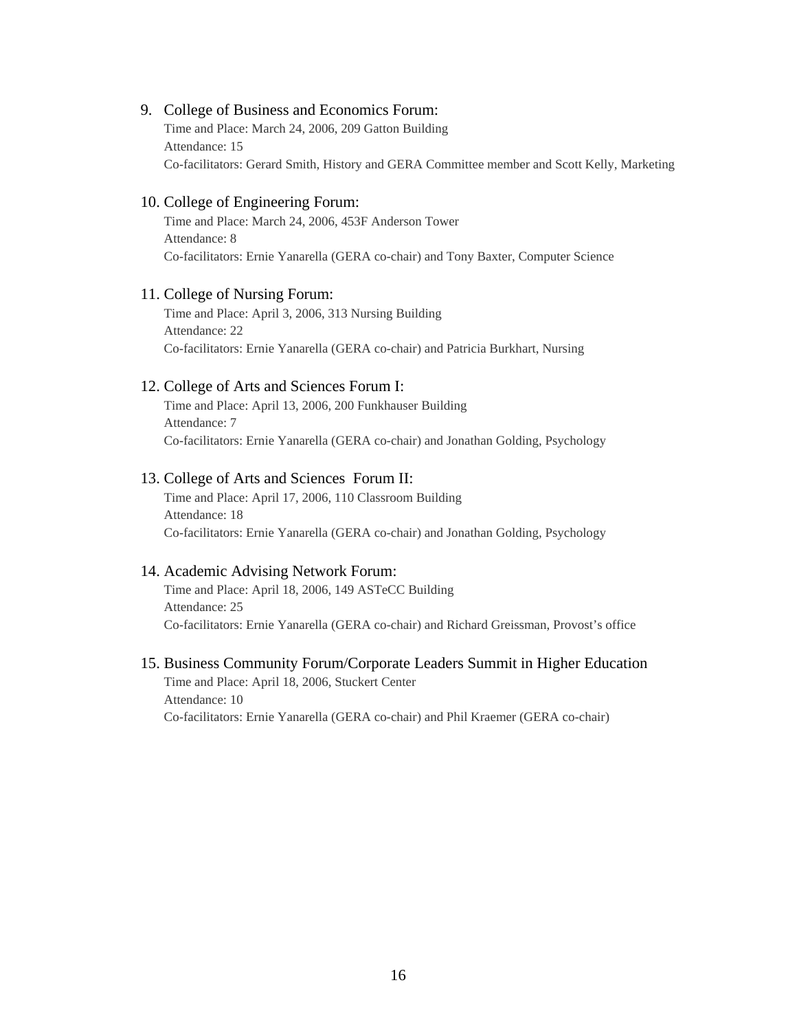9. College of Business and Economics Forum:
   Time and Place: March 24, 2006, 209 Gatton Building
   Attendance: 15
   Co-facilitators: Gerard Smith, History and GERA Committee member and Scott Kelly, Marketing

10. College of Engineering Forum:
    Time and Place: March 24, 2006, 453F Anderson Tower
    Attendance: 8
    Co-facilitators: Ernie Yanarella (GERA co-chair) and Tony Baxter, Computer Science

11. College of Nursing Forum:
    Time and Place: April 3, 2006, 313 Nursing Building
    Attendance: 22
    Co-facilitators: Ernie Yanarella (GERA co-chair) and Patricia Burkhart, Nursing

12. College of Arts and Sciences Forum I:
    Time and Place: April 13, 2006, 200 Funkhauser Building
    Attendance: 7
    Co-facilitators: Ernie Yanarella (GERA co-chair) and Jonathan Golding, Psychology

13. College of Arts and Sciences Forum II:
    Time and Place: April 17, 2006, 110 Classroom Building
    Attendance: 18
    Co-facilitators: Ernie Yanarella (GERA co-chair) and Jonathan Golding, Psychology

14. Academic Advising Network Forum:
    Time and Place: April 18, 2006, 149 ASTeCC Building
    Attendance: 25
    Co-facilitators: Ernie Yanarella (GERA co-chair) and Richard Greissman, Provost's office

15. Business Community Forum/Corporate Leaders Summit in Higher Education
    Time and Place: April 18, 2006, Stuckert Center
    Attendance: 10
    Co-facilitators: Ernie Yanarella (GERA co-chair) and Phil Kraemer (GERA co-chair)